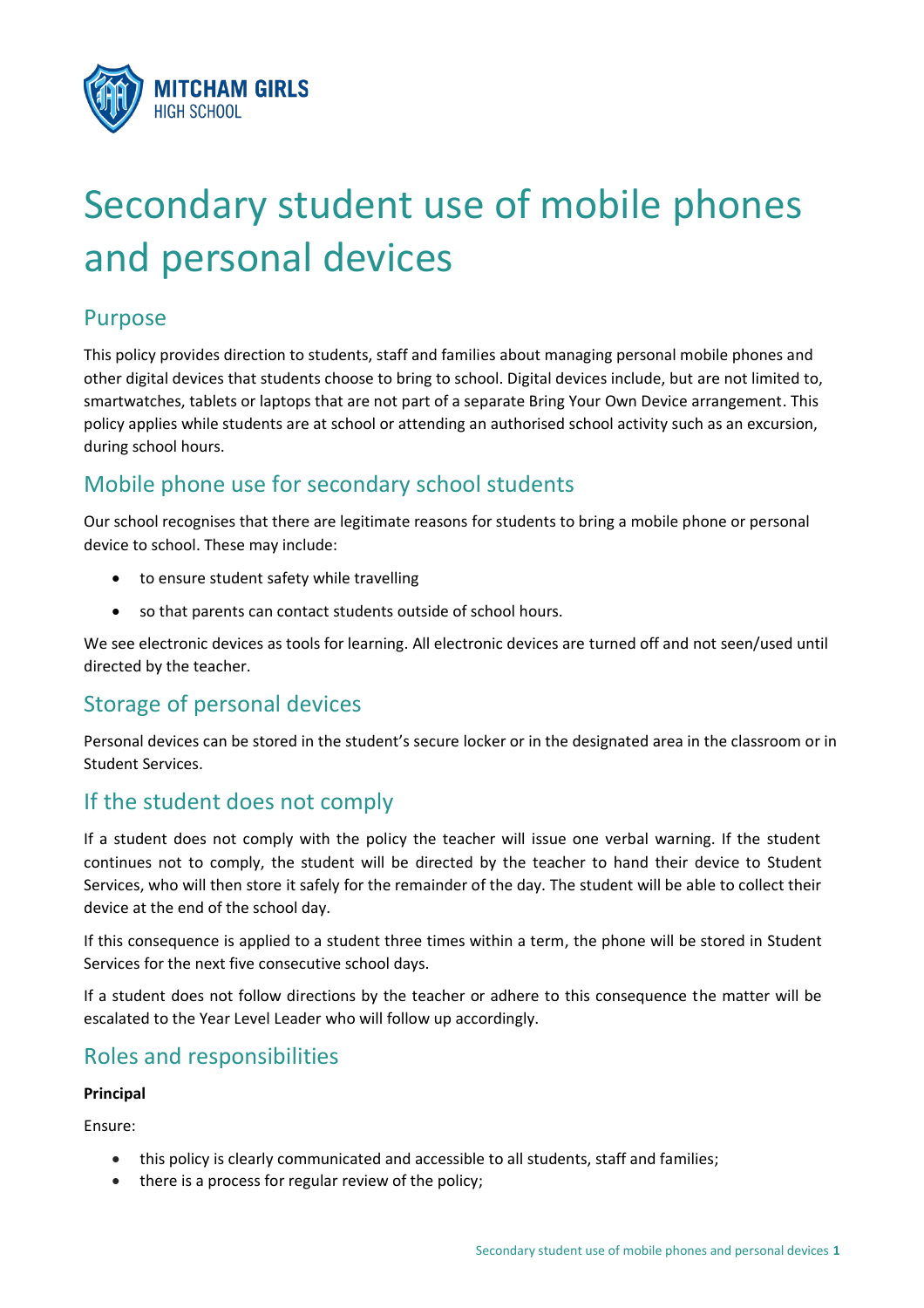MITCHAM GIRLS
HIGH SCHOOL

# Secondary student use of mobile phones and personal devices

## Purpose

This policy provides direction to students, staff and families about managing personal mobile phones and other digital devices that students choose to bring to school. Digital devices include, but are not limited to, smartwatches, tablets or laptops that are not part of a separate Bring Your Own Device arrangement. This policy applies while students are at school or attending an authorised school activity such as an excursion, during school hours.

## Mobile phone use for secondary school students

Our school recognises that there are legitimate reasons for students to bring a mobile phone or personal device to school. These may include:

- to ensure student safety while travelling
- so that parents can contact students outside of school hours.

We see electronic devices as tools for learning. All electronic devices are turned off and not seen/used until directed by the teacher.

## Storage of personal devices

Personal devices can be stored in the student's secure locker or in the designated area in the classroom or in Student Services.

## If the student does not comply

If a student does not comply with the policy the teacher will issue one verbal warning. If the student continues not to comply, the student will be directed by the teacher to hand their device to Student Services, who will then store it safely for the remainder of the day. The student will be able to collect their device at the end of the school day.

If this consequence is applied to a student three times within a term, the phone will be stored in Student Services for the next five consecutive school days.

If a student does not follow directions by the teacher or adhere to this consequence the matter will be escalated to the Year Level Leader who will follow up accordingly.

## Roles and responsibilities

**Principal**

Ensure:

- this policy is clearly communicated and accessible to all students, staff and families;
- there is a process for regular review of the policy;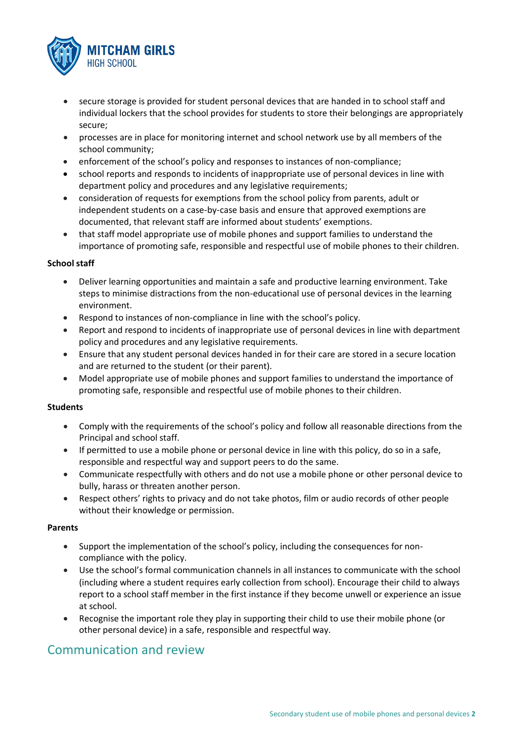- secure storage is provided for student personal devices that are handed in to school staff and individual lockers that the school provides for students to store their belongings are appropriately secure;
- processes are in place for monitoring internet and school network use by all members of the school community;
- enforcement of the school's policy and responses to instances of non-compliance;
- school reports and responds to incidents of inappropriate use of personal devices in line with department policy and procedures and any legislative requirements;
- consideration of requests for exemptions from the school policy from parents, adult or independent students on a case-by-case basis and ensure that approved exemptions are documented, that relevant staff are informed about students' exemptions.
- that staff model appropriate use of mobile phones and support families to understand the importance of promoting safe, responsible and respectful use of mobile phones to their children.

**School staff**

- Deliver learning opportunities and maintain a safe and productive learning environment. Take steps to minimise distractions from the non-educational use of personal devices in the learning environment.
- Respond to instances of non-compliance in line with the school's policy.
- Report and respond to incidents of inappropriate use of personal devices in line with department policy and procedures and any legislative requirements.
- Ensure that any student personal devices handed in for their care are stored in a secure location and are returned to the student (or their parent).
- Model appropriate use of mobile phones and support families to understand the importance of promoting safe, responsible and respectful use of mobile phones to their children.

**Students**

- Comply with the requirements of the school's policy and follow all reasonable directions from the Principal and school staff.
- If permitted to use a mobile phone or personal device in line with this policy, do so in a safe, responsible and respectful way and support peers to do the same.
- Communicate respectfully with others and do not use a mobile phone or other personal device to bully, harass or threaten another person.
- Respect others' rights to privacy and do not take photos, film or audio records of other people without their knowledge or permission.

**Parents**

- Support the implementation of the school's policy, including the consequences for non-compliance with the policy.
- Use the school's formal communication channels in all instances to communicate with the school (including where a student requires early collection from school). Encourage their child to always report to a school staff member in the first instance if they become unwell or experience an issue at school.
- Recognise the important role they play in supporting their child to use their mobile phone (or other personal device) in a safe, responsible and respectful way.

## Communication and review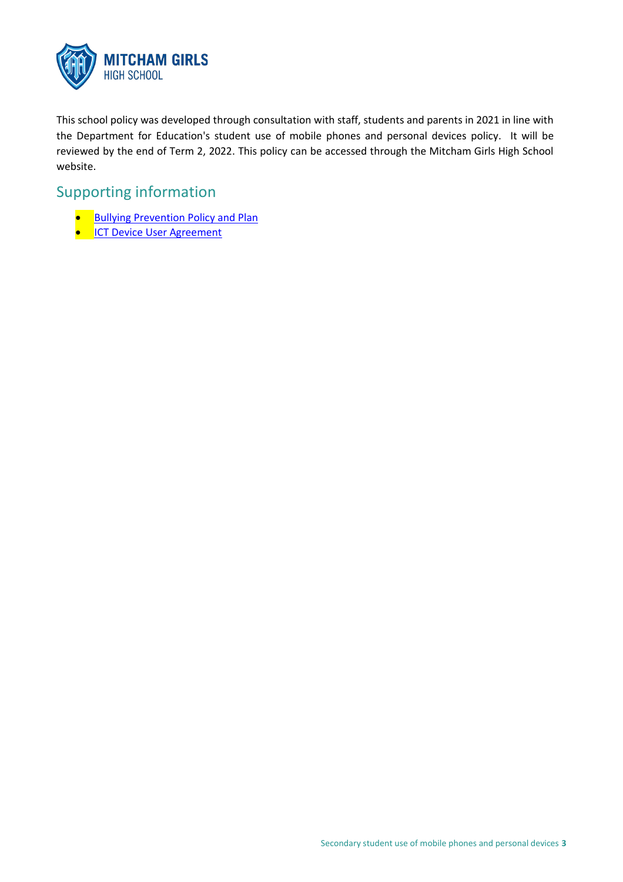This school policy was developed through consultation with staff, students and parents in 2021 in line with the Department for Education's student use of mobile phones and personal devices policy. It will be reviewed by the end of Term 2, 2022. This policy can be accessed through the Mitcham Girls High School website.

## Supporting information

- Bullying Prevention Policy and Plan
- ICT Device User Agreement